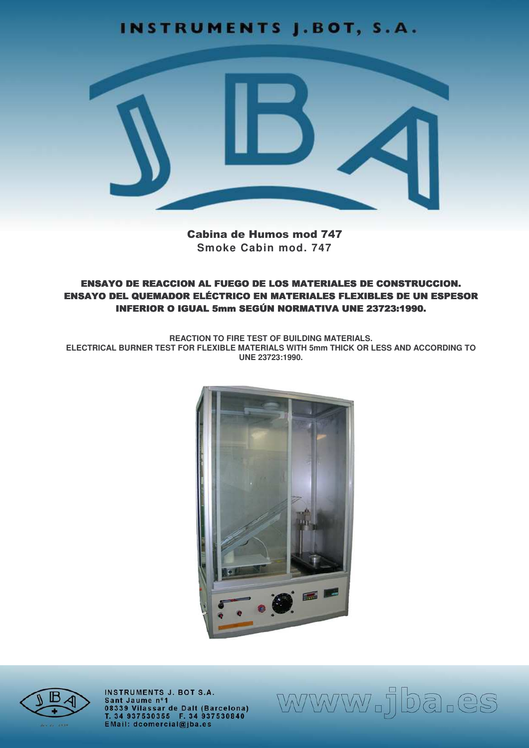# INSTRUMENTS J.BOT, S.A.

## Cabina de Humos mod 747
**Smoke Cabin mod. 747**

### ENSAYO DE REACCION AL FUEGO DE LOS MATERIALES DE CONSTRUCCION. ENSAYO DEL QUEMADOR ELÉCTRICO EN MATERIALES FLEXIBLES DE UN ESPESOR INFERIOR O IGUAL 5mm SEGÚN NORMATIVA UNE 23723:1990.

**REACTION TO FIRE TEST OF BUILDING MATERIALS.**
**ELECTRICAL BURNER TEST FOR FLEXIBLE MATERIALS WITH 5mm THICK OR LESS AND ACCORDING TO UNE 23723:1990.**

INSTRUMENTS J. BOT S.A.
Sant Jaume nº1
08339 Vilassar de Dalt (Barcelona)
T. 34 937530355 F. 34 937530840
EMail: dcomercial@jba.es

www.jba.es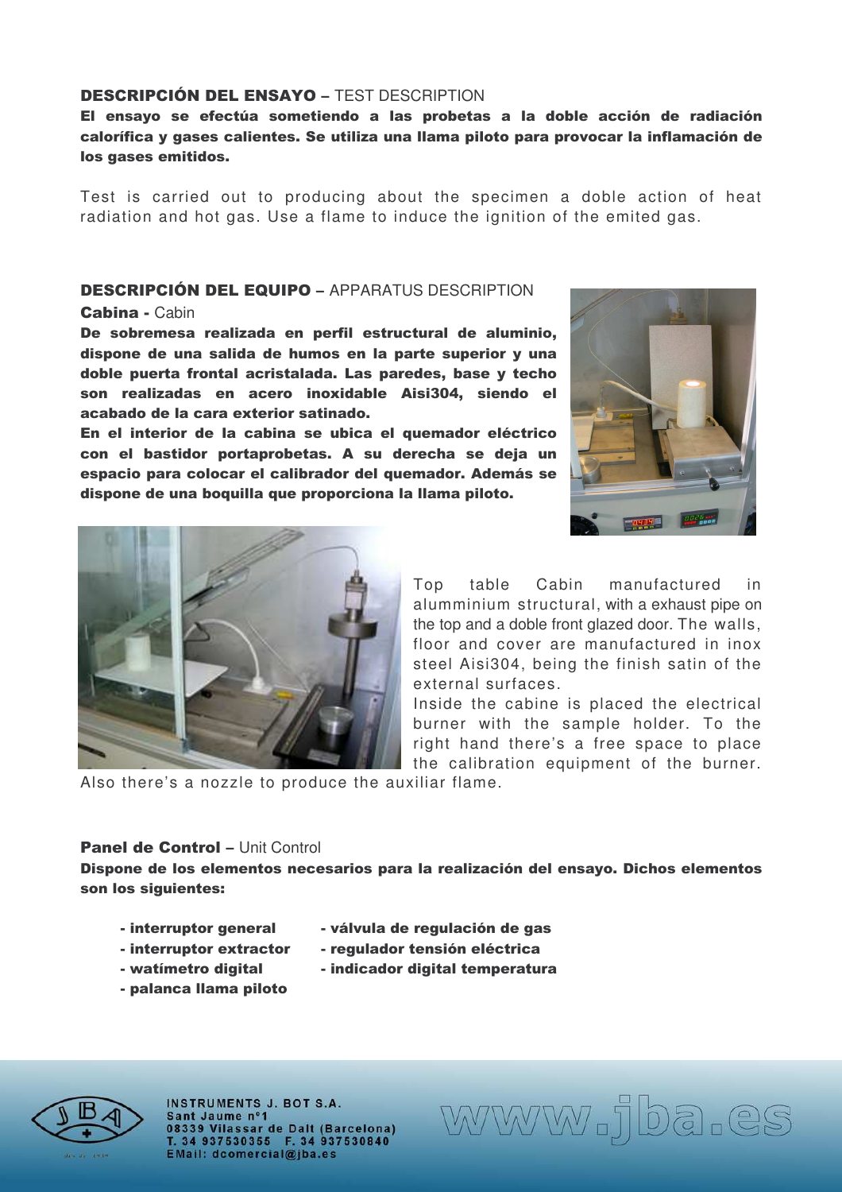**DESCRIPCIÓN DEL ENSAYO** – TEST DESCRIPTION

**El ensayo se efectúa sometiendo a las probetas a la doble acción de radiación calorífica y gases calientes. Se utiliza una llama piloto para provocar la inflamación de los gases emitidos.**

Test is carried out to producing about the specimen a doble action of heat radiation and hot gas. Use a flame to induce the ignition of the emited gas.

**DESCRIPCIÓN DEL EQUIPO** – APPARATUS DESCRIPTION

**Cabina** - Cabin

**De sobremesa realizada en perfil estructural de aluminio, dispone de una salida de humos en la parte superior y una doble puerta frontal acristalada. Las paredes, base y techo son realizadas en acero inoxidable Aisi304, siendo el acabado de la cara exterior satinado.**

**En el interior de la cabina se ubica el quemador eléctrico con el bastidor portaprobetas. A su derecha se deja un espacio para colocar el calibrador del quemador. Además se dispone de una boquilla que proporciona la llama piloto.**

Top table Cabin manufactured in alumminium structural, with a exhaust pipe on the top and a doble front glazed door. The walls, floor and cover are manufactured in inox steel Aisi304, being the finish satin of the external surfaces.

Inside the cabine is placed the electrical burner with the sample holder. To the right hand there's a free space to place the calibration equipment of the burner. Also there's a nozzle to produce the auxiliar flame.

**Panel de Control** – Unit Control

**Dispone de los elementos necesarios para la realización del ensayo. Dichos elementos son los siguientes:**

- **interruptor general**
- **interruptor extractor**
- **watímetro digital**
- **palanca llama piloto**
- **válvula de regulación de gas**
- **regulador tensión eléctrica**
- **indicador digital temperatura**

INSTRUMENTS J. BOT S.A.
Sant Jaume nº1
08339 Vilassar de Dalt (Barcelona)
T. 34 937530355 F. 34 937530840
EMail: dcomercial@jba.es

www.jba.es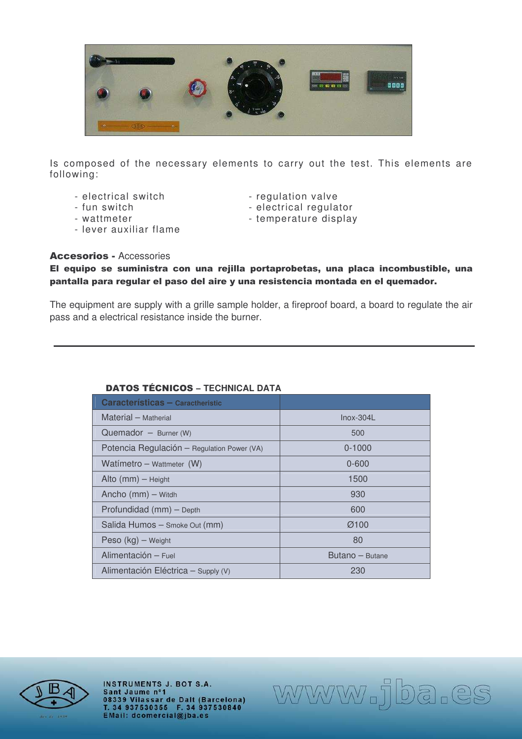Is composed of the necessary elements to carry out the test. This elements are following:

- electrical switch
- fun switch
- wattmeter
- lever auxiliar flame
- regulation valve
- electrical regulator
- temperature display

**Accesorios -** Accessories

**El equipo se suministra con una rejilla portaprobetas, una placa incombustible, una pantalla para regular el paso del aire y una resistencia montada en el quemador.**

The equipment are supply with a grille sample holder, a fireproof board, a board to regulate the air pass and a electrical resistance inside the burner.

---

**DATOS TÉCNICOS – TECHNICAL DATA**

| Características – Caractheristic | |
|---|---|
| Material – Matherial | Inox-304L |
| Quemador – Burner (W) | 500 |
| Potencia Regulación – Regulation Power (VA) | 0-1000 |
| Watímetro – Wattmeter (W) | 0-600 |
| Alto (mm) – Height | 1500 |
| Ancho (mm) – Witdh | 930 |
| Profundidad (mm) – Depth | 600 |
| Salida Humos – Smoke Out (mm) | Ø100 |
| Peso (kg) – Weight | 80 |
| Alimentación – Fuel | Butano – Butane |
| Alimentación Eléctrica – Supply (V) | 230 |

INSTRUMENTS J. BOT S.A.
Sant Jaume nº1
08339 Vilassar de Dalt (Barcelona)
T. 34 937530355 F. 34 937530840
EMail: dcomercial@jba.es

www.jba.es